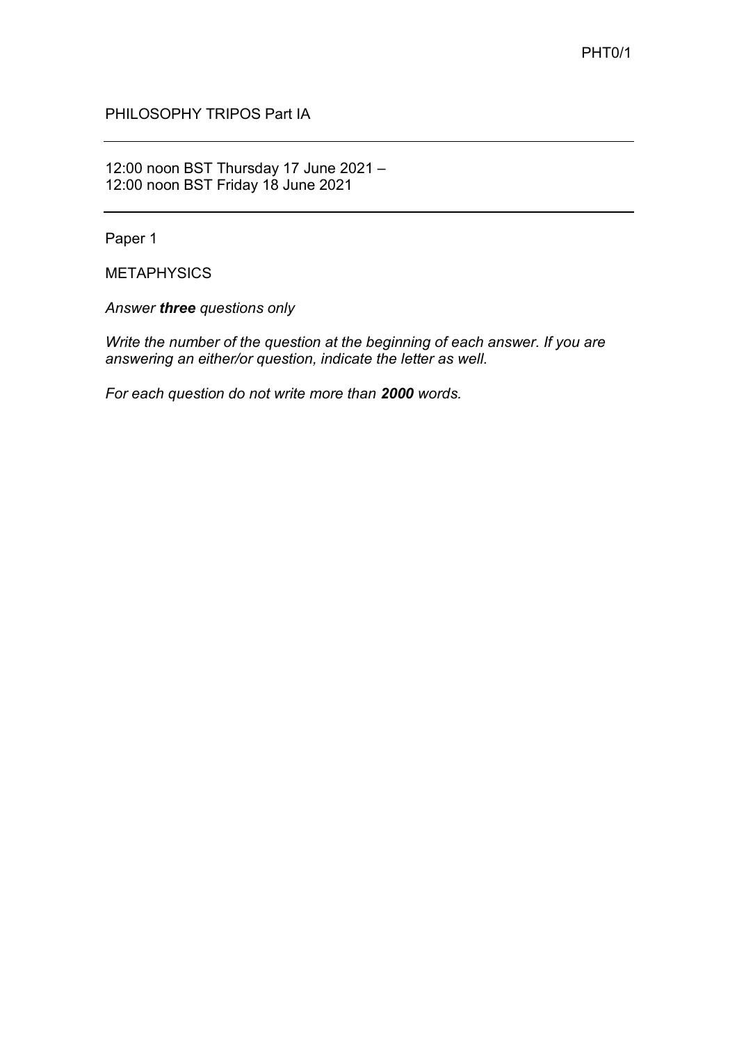PHT0/1

PHILOSOPHY TRIPOS Part IA

---

12:00 noon BST Thursday 17 June 2021 –
12:00 noon BST Friday 18 June 2021

---

Paper 1

METAPHYSICS

*Answer **three** questions only*

*Write the number of the question at the beginning of each answer. If you are answering an either/or question, indicate the letter as well.*

*For each question do not write more than **2000** words.*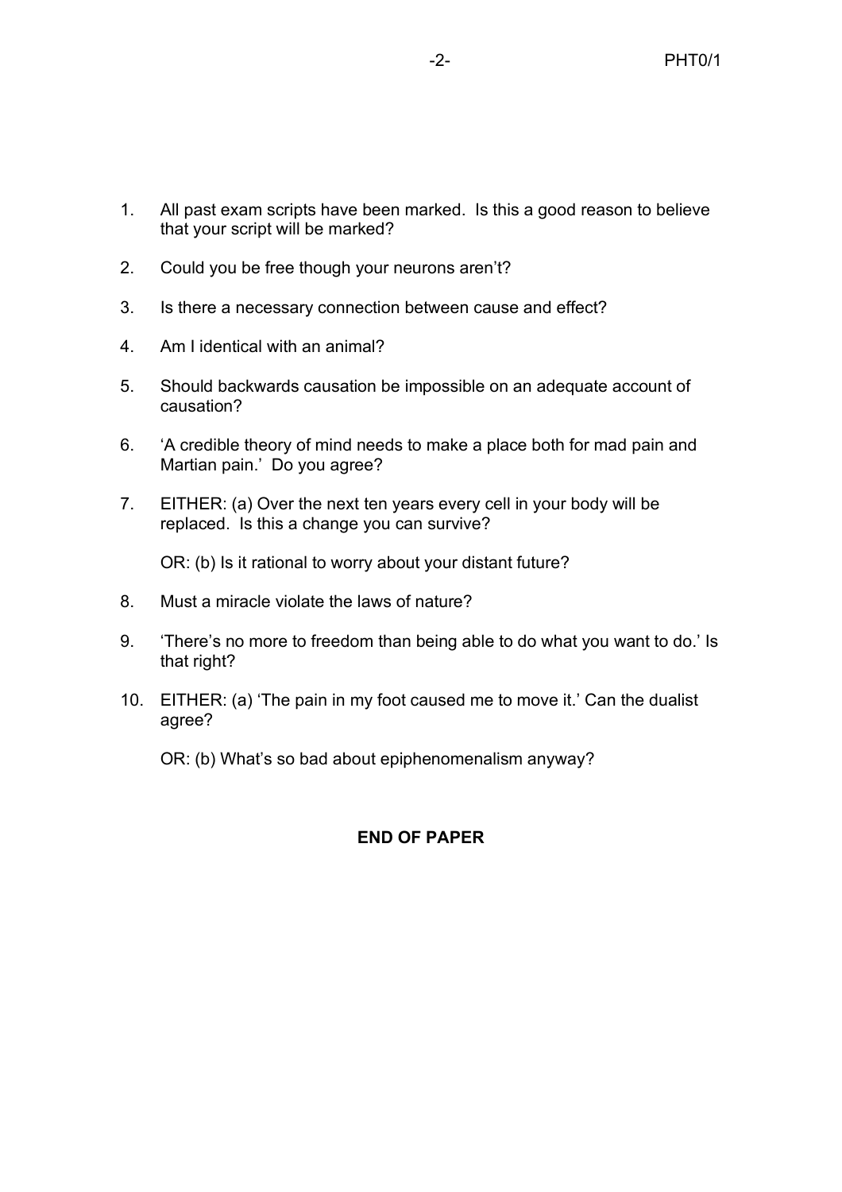1. All past exam scripts have been marked. Is this a good reason to believe that your script will be marked?

2. Could you be free though your neurons aren't?

3. Is there a necessary connection between cause and effect?

4. Am I identical with an animal?

5. Should backwards causation be impossible on an adequate account of causation?

6. 'A credible theory of mind needs to make a place both for mad pain and Martian pain.' Do you agree?

7. EITHER: (a) Over the next ten years every cell in your body will be replaced. Is this a change you can survive?

   OR: (b) Is it rational to worry about your distant future?

8. Must a miracle violate the laws of nature?

9. 'There's no more to freedom than being able to do what you want to do.' Is that right?

10. EITHER: (a) 'The pain in my foot caused me to move it.' Can the dualist agree?

    OR: (b) What's so bad about epiphenomenalism anyway?

**END OF PAPER**